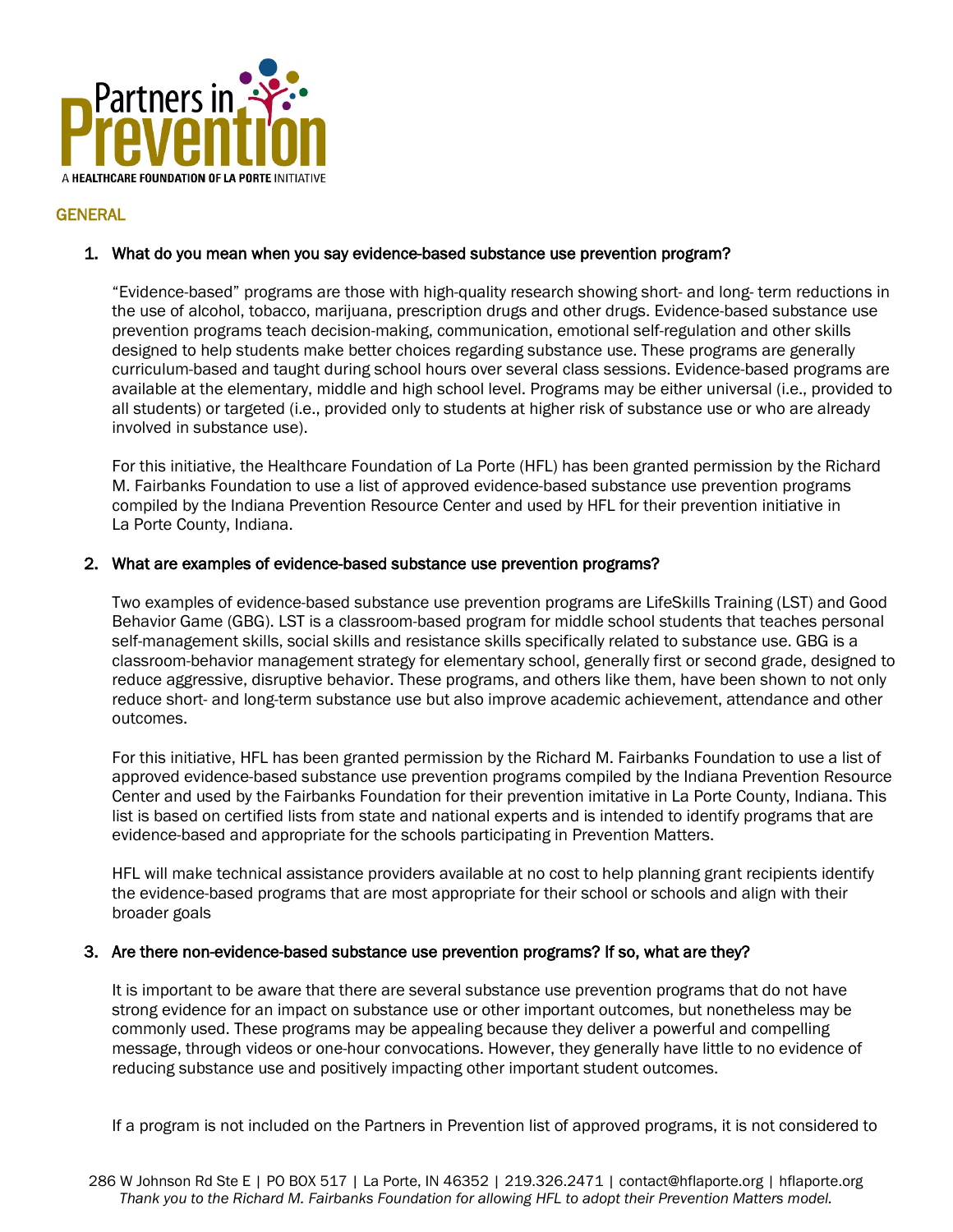Partners in Prevention

A HEALTHCARE FOUNDATION OF LA PORTE INITIATIVE

## GENERAL

1. **What do you mean when you say evidence-based substance use prevention program?**

   "Evidence-based" programs are those with high-quality research showing short- and long- term reductions in the use of alcohol, tobacco, marijuana, prescription drugs and other drugs. Evidence-based substance use prevention programs teach decision-making, communication, emotional self-regulation and other skills designed to help students make better choices regarding substance use. These programs are generally curriculum-based and taught during school hours over several class sessions. Evidence-based programs are available at the elementary, middle and high school level. Programs may be either universal (i.e., provided to all students) or targeted (i.e., provided only to students at higher risk of substance use or who are already involved in substance use).

   For this initiative, the Healthcare Foundation of La Porte (HFL) has been granted permission by the Richard M. Fairbanks Foundation to use a list of approved evidence-based substance use prevention programs compiled by the Indiana Prevention Resource Center and used by HFL for their prevention initiative in La Porte County, Indiana.

2. **What are examples of evidence-based substance use prevention programs?**

   Two examples of evidence-based substance use prevention programs are LifeSkills Training (LST) and Good Behavior Game (GBG). LST is a classroom-based program for middle school students that teaches personal self-management skills, social skills and resistance skills specifically related to substance use. GBG is a classroom-behavior management strategy for elementary school, generally first or second grade, designed to reduce aggressive, disruptive behavior. These programs, and others like them, have been shown to not only reduce short- and long-term substance use but also improve academic achievement, attendance and other outcomes.

   For this initiative, HFL has been granted permission by the Richard M. Fairbanks Foundation to use a list of approved evidence-based substance use prevention programs compiled by the Indiana Prevention Resource Center and used by the Fairbanks Foundation for their prevention imitative in La Porte County, Indiana. This list is based on certified lists from state and national experts and is intended to identify programs that are evidence-based and appropriate for the schools participating in Prevention Matters.

   HFL will make technical assistance providers available at no cost to help planning grant recipients identify the evidence-based programs that are most appropriate for their school or schools and align with their broader goals

3. **Are there non-evidence-based substance use prevention programs? If so, what are they?**

   It is important to be aware that there are several substance use prevention programs that do not have strong evidence for an impact on substance use or other important outcomes, but nonetheless may be commonly used. These programs may be appealing because they deliver a powerful and compelling message, through videos or one-hour convocations. However, they generally have little to no evidence of reducing substance use and positively impacting other important student outcomes.

   If a program is not included on the Partners in Prevention list of approved programs, it is not considered to

286 W Johnson Rd Ste E | PO BOX 517 | La Porte, IN 46352 | 219.326.2471 | contact@hflaporte.org | hflaporte.org
*Thank you to the Richard M. Fairbanks Foundation for allowing HFL to adopt their Prevention Matters model.*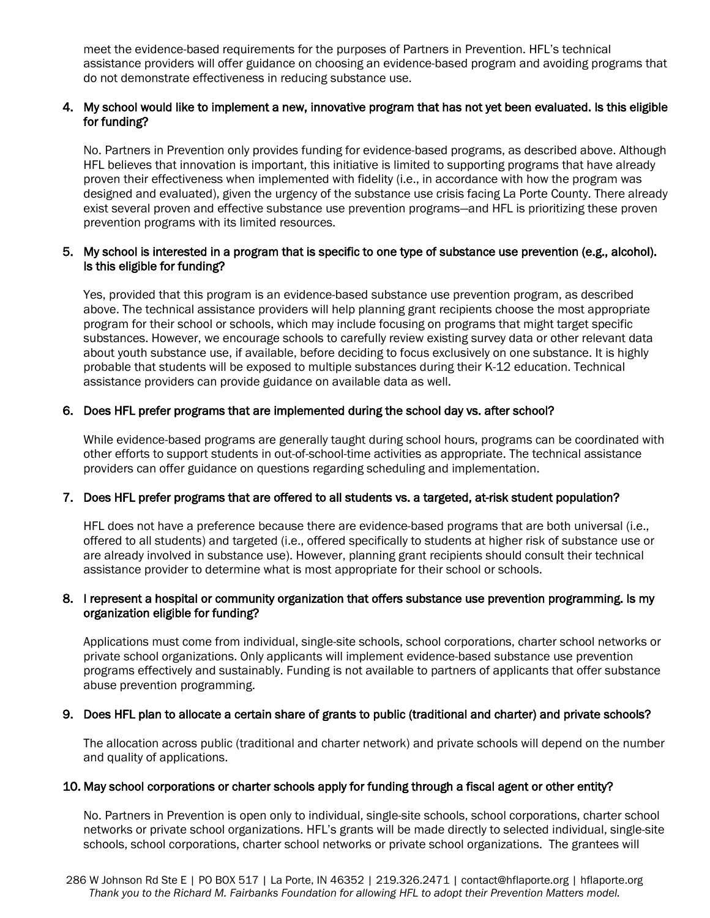meet the evidence-based requirements for the purposes of Partners in Prevention. HFL's technical assistance providers will offer guidance on choosing an evidence-based program and avoiding programs that do not demonstrate effectiveness in reducing substance use.

4. **My school would like to implement a new, innovative program that has not yet been evaluated. Is this eligible for funding?**

   No. Partners in Prevention only provides funding for evidence-based programs, as described above. Although HFL believes that innovation is important, this initiative is limited to supporting programs that have already proven their effectiveness when implemented with fidelity (i.e., in accordance with how the program was designed and evaluated), given the urgency of the substance use crisis facing La Porte County. There already exist several proven and effective substance use prevention programs—and HFL is prioritizing these proven prevention programs with its limited resources.

5. **My school is interested in a program that is specific to one type of substance use prevention (e.g., alcohol). Is this eligible for funding?**

   Yes, provided that this program is an evidence-based substance use prevention program, as described above. The technical assistance providers will help planning grant recipients choose the most appropriate program for their school or schools, which may include focusing on programs that might target specific substances. However, we encourage schools to carefully review existing survey data or other relevant data about youth substance use, if available, before deciding to focus exclusively on one substance. It is highly probable that students will be exposed to multiple substances during their K-12 education. Technical assistance providers can provide guidance on available data as well.

6. **Does HFL prefer programs that are implemented during the school day vs. after school?**

   While evidence-based programs are generally taught during school hours, programs can be coordinated with other efforts to support students in out-of-school-time activities as appropriate. The technical assistance providers can offer guidance on questions regarding scheduling and implementation.

7. **Does HFL prefer programs that are offered to all students vs. a targeted, at-risk student population?**

   HFL does not have a preference because there are evidence-based programs that are both universal (i.e., offered to all students) and targeted (i.e., offered specifically to students at higher risk of substance use or are already involved in substance use). However, planning grant recipients should consult their technical assistance provider to determine what is most appropriate for their school or schools.

8. **I represent a hospital or community organization that offers substance use prevention programming. Is my organization eligible for funding?**

   Applications must come from individual, single-site schools, school corporations, charter school networks or private school organizations. Only applicants will implement evidence-based substance use prevention programs effectively and sustainably. Funding is not available to partners of applicants that offer substance abuse prevention programming.

9. **Does HFL plan to allocate a certain share of grants to public (traditional and charter) and private schools?**

   The allocation across public (traditional and charter network) and private schools will depend on the number and quality of applications.

10. **May school corporations or charter schools apply for funding through a fiscal agent or other entity?**

    No. Partners in Prevention is open only to individual, single-site schools, school corporations, charter school networks or private school organizations. HFL's grants will be made directly to selected individual, single-site schools, school corporations, charter school networks or private school organizations. The grantees will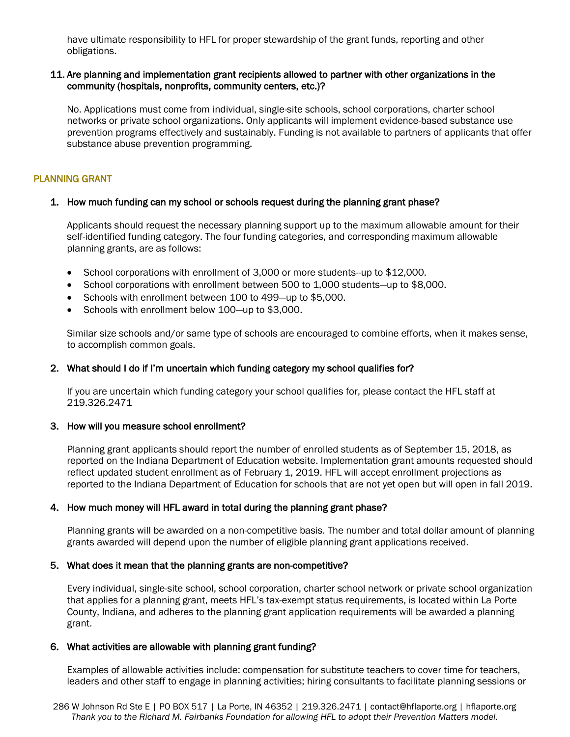have ultimate responsibility to HFL for proper stewardship of the grant funds, reporting and other obligations.

11. **Are planning and implementation grant recipients allowed to partner with other organizations in the community (hospitals, nonprofits, community centers, etc.)?**

    No. Applications must come from individual, single-site schools, school corporations, charter school networks or private school organizations. Only applicants will implement evidence-based substance use prevention programs effectively and sustainably. Funding is not available to partners of applicants that offer substance abuse prevention programming.

## PLANNING GRANT

1. **How much funding can my school or schools request during the planning grant phase?**

   Applicants should request the necessary planning support up to the maximum allowable amount for their self-identified funding category. The four funding categories, and corresponding maximum allowable planning grants, are as follows:

   - School corporations with enrollment of 3,000 or more students--up to $12,000.
   - School corporations with enrollment between 500 to 1,000 students—up to $8,000.
   - Schools with enrollment between 100 to 499—up to $5,000.
   - Schools with enrollment below 100—up to $3,000.

   Similar size schools and/or same type of schools are encouraged to combine efforts, when it makes sense, to accomplish common goals.

2. **What should I do if I'm uncertain which funding category my school qualifies for?**

   If you are uncertain which funding category your school qualifies for, please contact the HFL staff at 219.326.2471

3. **How will you measure school enrollment?**

   Planning grant applicants should report the number of enrolled students as of September 15, 2018, as reported on the Indiana Department of Education website. Implementation grant amounts requested should reflect updated student enrollment as of February 1, 2019. HFL will accept enrollment projections as reported to the Indiana Department of Education for schools that are not yet open but will open in fall 2019.

4. **How much money will HFL award in total during the planning grant phase?**

   Planning grants will be awarded on a non-competitive basis. The number and total dollar amount of planning grants awarded will depend upon the number of eligible planning grant applications received.

5. **What does it mean that the planning grants are non-competitive?**

   Every individual, single-site school, school corporation, charter school network or private school organization that applies for a planning grant, meets HFL's tax-exempt status requirements, is located within La Porte County, Indiana, and adheres to the planning grant application requirements will be awarded a planning grant.

6. **What activities are allowable with planning grant funding?**

   Examples of allowable activities include: compensation for substitute teachers to cover time for teachers, leaders and other staff to engage in planning activities; hiring consultants to facilitate planning sessions or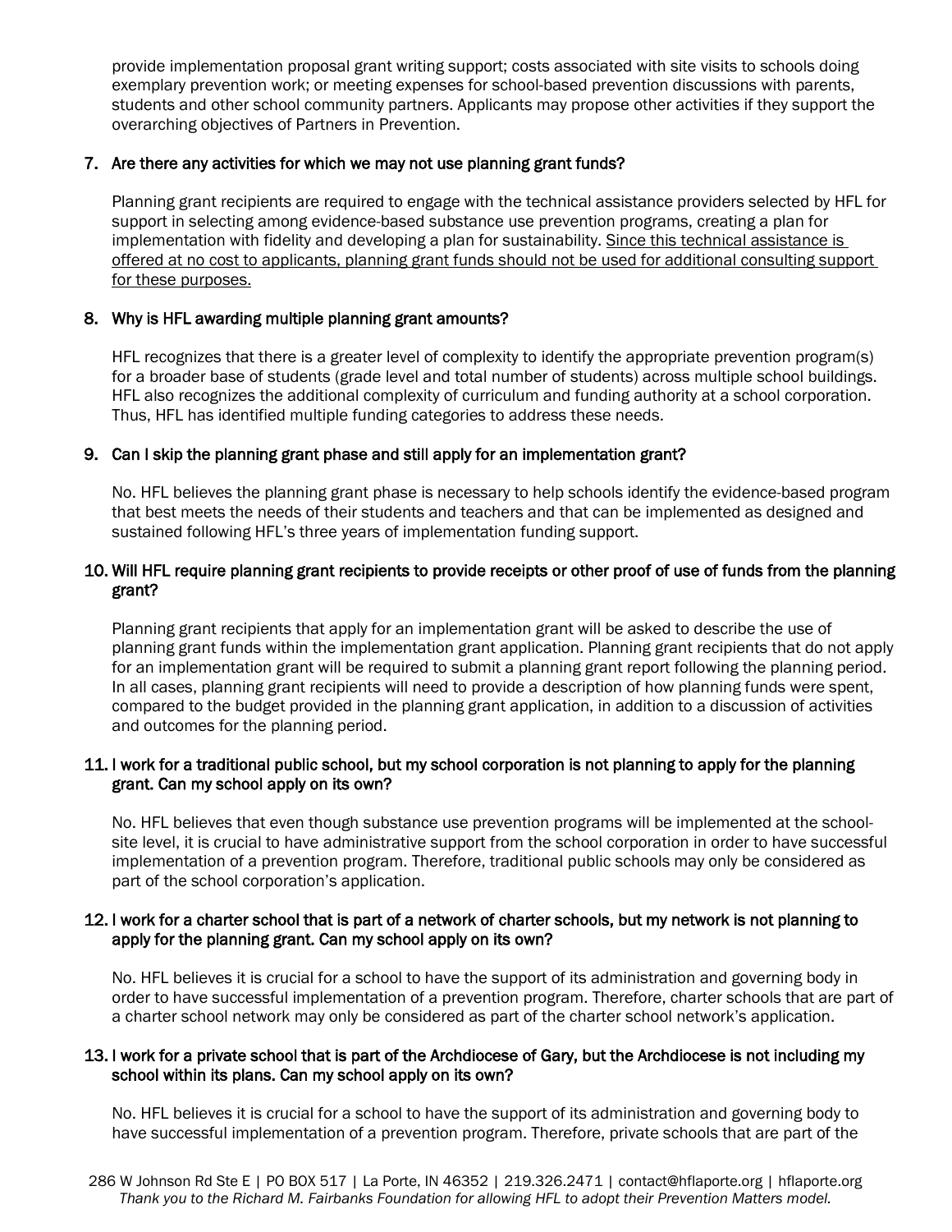provide implementation proposal grant writing support; costs associated with site visits to schools doing exemplary prevention work; or meeting expenses for school-based prevention discussions with parents, students and other school community partners. Applicants may propose other activities if they support the overarching objectives of Partners in Prevention.

7. **Are there any activities for which we may not use planning grant funds?**

   Planning grant recipients are required to engage with the technical assistance providers selected by HFL for support in selecting among evidence-based substance use prevention programs, creating a plan for implementation with fidelity and developing a plan for sustainability. <u>Since this technical assistance is offered at no cost to applicants, planning grant funds should not be used for additional consulting support for these purposes.</u>

8. **Why is HFL awarding multiple planning grant amounts?**

   HFL recognizes that there is a greater level of complexity to identify the appropriate prevention program(s) for a broader base of students (grade level and total number of students) across multiple school buildings. HFL also recognizes the additional complexity of curriculum and funding authority at a school corporation. Thus, HFL has identified multiple funding categories to address these needs.

9. **Can I skip the planning grant phase and still apply for an implementation grant?**

   No. HFL believes the planning grant phase is necessary to help schools identify the evidence-based program that best meets the needs of their students and teachers and that can be implemented as designed and sustained following HFL's three years of implementation funding support.

10. **Will HFL require planning grant recipients to provide receipts or other proof of use of funds from the planning grant?**

    Planning grant recipients that apply for an implementation grant will be asked to describe the use of planning grant funds within the implementation grant application. Planning grant recipients that do not apply for an implementation grant will be required to submit a planning grant report following the planning period. In all cases, planning grant recipients will need to provide a description of how planning funds were spent, compared to the budget provided in the planning grant application, in addition to a discussion of activities and outcomes for the planning period.

11. **I work for a traditional public school, but my school corporation is not planning to apply for the planning grant. Can my school apply on its own?**

    No. HFL believes that even though substance use prevention programs will be implemented at the school-site level, it is crucial to have administrative support from the school corporation in order to have successful implementation of a prevention program. Therefore, traditional public schools may only be considered as part of the school corporation's application.

12. **I work for a charter school that is part of a network of charter schools, but my network is not planning to apply for the planning grant. Can my school apply on its own?**

    No. HFL believes it is crucial for a school to have the support of its administration and governing body in order to have successful implementation of a prevention program. Therefore, charter schools that are part of a charter school network may only be considered as part of the charter school network's application.

13. **I work for a private school that is part of the Archdiocese of Gary, but the Archdiocese is not including my school within its plans. Can my school apply on its own?**

    No. HFL believes it is crucial for a school to have the support of its administration and governing body to have successful implementation of a prevention program. Therefore, private schools that are part of the

286 W Johnson Rd Ste E | PO BOX 517 | La Porte, IN 46352 | 219.326.2471 | contact@hflaporte.org | hflaporte.org
*Thank you to the Richard M. Fairbanks Foundation for allowing HFL to adopt their Prevention Matters model.*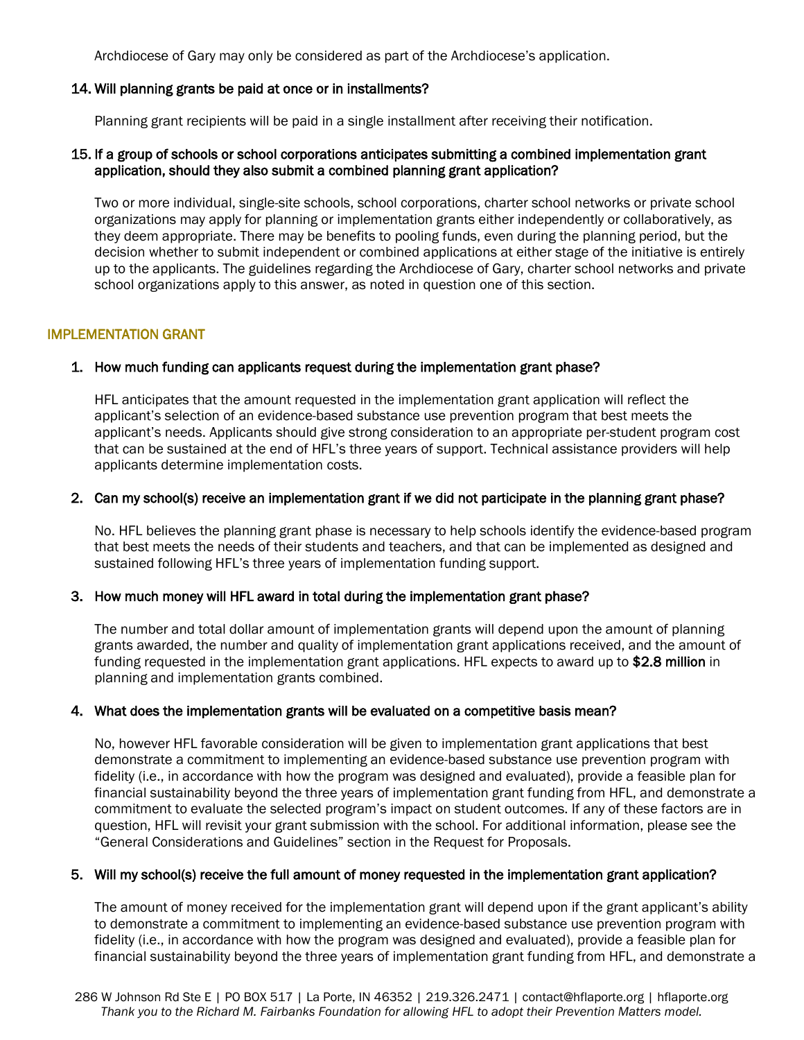Archdiocese of Gary may only be considered as part of the Archdiocese's application.

14. **Will planning grants be paid at once or in installments?**

    Planning grant recipients will be paid in a single installment after receiving their notification.

15. **If a group of schools or school corporations anticipates submitting a combined implementation grant application, should they also submit a combined planning grant application?**

    Two or more individual, single-site schools, school corporations, charter school networks or private school organizations may apply for planning or implementation grants either independently or collaboratively, as they deem appropriate. There may be benefits to pooling funds, even during the planning period, but the decision whether to submit independent or combined applications at either stage of the initiative is entirely up to the applicants. The guidelines regarding the Archdiocese of Gary, charter school networks and private school organizations apply to this answer, as noted in question one of this section.

## IMPLEMENTATION GRANT

1. **How much funding can applicants request during the implementation grant phase?**

   HFL anticipates that the amount requested in the implementation grant application will reflect the applicant's selection of an evidence-based substance use prevention program that best meets the applicant's needs. Applicants should give strong consideration to an appropriate per-student program cost that can be sustained at the end of HFL's three years of support. Technical assistance providers will help applicants determine implementation costs.

2. **Can my school(s) receive an implementation grant if we did not participate in the planning grant phase?**

   No. HFL believes the planning grant phase is necessary to help schools identify the evidence-based program that best meets the needs of their students and teachers, and that can be implemented as designed and sustained following HFL's three years of implementation funding support.

3. **How much money will HFL award in total during the implementation grant phase?**

   The number and total dollar amount of implementation grants will depend upon the amount of planning grants awarded, the number and quality of implementation grant applications received, and the amount of funding requested in the implementation grant applications. HFL expects to award up to **$2.8 million** in planning and implementation grants combined.

4. **What does the implementation grants will be evaluated on a competitive basis mean?**

   No, however HFL favorable consideration will be given to implementation grant applications that best demonstrate a commitment to implementing an evidence-based substance use prevention program with fidelity (i.e., in accordance with how the program was designed and evaluated), provide a feasible plan for financial sustainability beyond the three years of implementation grant funding from HFL, and demonstrate a commitment to evaluate the selected program's impact on student outcomes. If any of these factors are in question, HFL will revisit your grant submission with the school. For additional information, please see the "General Considerations and Guidelines" section in the Request for Proposals.

5. **Will my school(s) receive the full amount of money requested in the implementation grant application?**

   The amount of money received for the implementation grant will depend upon if the grant applicant's ability to demonstrate a commitment to implementing an evidence-based substance use prevention program with fidelity (i.e., in accordance with how the program was designed and evaluated), provide a feasible plan for financial sustainability beyond the three years of implementation grant funding from HFL, and demonstrate a

286 W Johnson Rd Ste E | PO BOX 517 | La Porte, IN 46352 | 219.326.2471 | contact@hflaporte.org | hflaporte.org
*Thank you to the Richard M. Fairbanks Foundation for allowing HFL to adopt their Prevention Matters model.*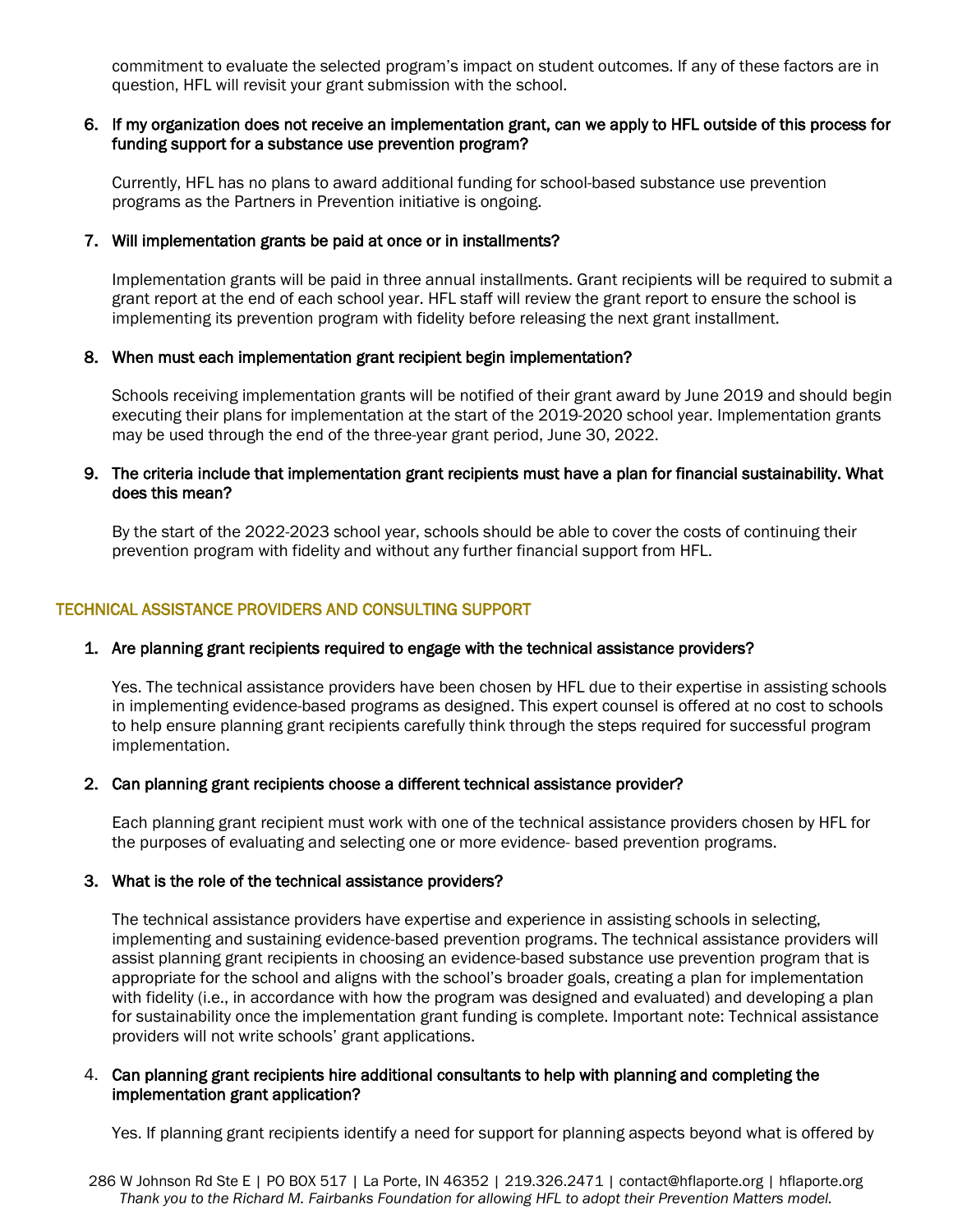commitment to evaluate the selected program's impact on student outcomes. If any of these factors are in question, HFL will revisit your grant submission with the school.

6. **If my organization does not receive an implementation grant, can we apply to HFL outside of this process for funding support for a substance use prevention program?**

   Currently, HFL has no plans to award additional funding for school-based substance use prevention programs as the Partners in Prevention initiative is ongoing.

7. **Will implementation grants be paid at once or in installments?**

   Implementation grants will be paid in three annual installments. Grant recipients will be required to submit a grant report at the end of each school year. HFL staff will review the grant report to ensure the school is implementing its prevention program with fidelity before releasing the next grant installment.

8. **When must each implementation grant recipient begin implementation?**

   Schools receiving implementation grants will be notified of their grant award by June 2019 and should begin executing their plans for implementation at the start of the 2019-2020 school year. Implementation grants may be used through the end of the three-year grant period, June 30, 2022.

9. **The criteria include that implementation grant recipients must have a plan for financial sustainability. What does this mean?**

   By the start of the 2022-2023 school year, schools should be able to cover the costs of continuing their prevention program with fidelity and without any further financial support from HFL.

## TECHNICAL ASSISTANCE PROVIDERS AND CONSULTING SUPPORT

1. **Are planning grant recipients required to engage with the technical assistance providers?**

   Yes. The technical assistance providers have been chosen by HFL due to their expertise in assisting schools in implementing evidence-based programs as designed. This expert counsel is offered at no cost to schools to help ensure planning grant recipients carefully think through the steps required for successful program implementation.

2. **Can planning grant recipients choose a different technical assistance provider?**

   Each planning grant recipient must work with one of the technical assistance providers chosen by HFL for the purposes of evaluating and selecting one or more evidence- based prevention programs.

3. **What is the role of the technical assistance providers?**

   The technical assistance providers have expertise and experience in assisting schools in selecting, implementing and sustaining evidence-based prevention programs. The technical assistance providers will assist planning grant recipients in choosing an evidence-based substance use prevention program that is appropriate for the school and aligns with the school's broader goals, creating a plan for implementation with fidelity (i.e., in accordance with how the program was designed and evaluated) and developing a plan for sustainability once the implementation grant funding is complete. Important note: Technical assistance providers will not write schools' grant applications.

4. **Can planning grant recipients hire additional consultants to help with planning and completing the implementation grant application?**

   Yes. If planning grant recipients identify a need for support for planning aspects beyond what is offered by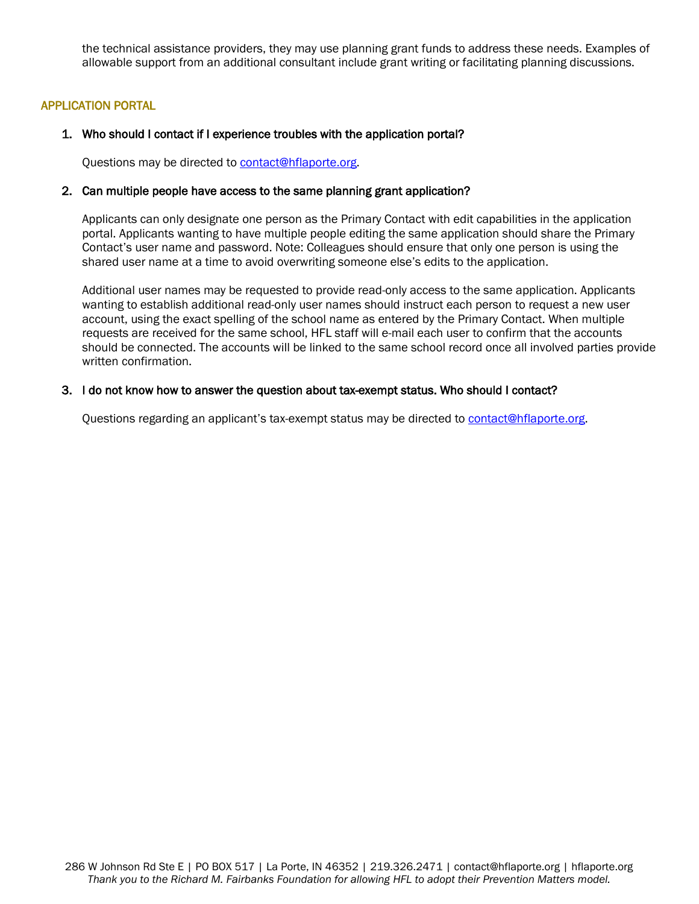the technical assistance providers, they may use planning grant funds to address these needs. Examples of allowable support from an additional consultant include grant writing or facilitating planning discussions.

## APPLICATION PORTAL

1. **Who should I contact if I experience troubles with the application portal?**

   Questions may be directed to contact@hflaporte.org.

2. **Can multiple people have access to the same planning grant application?**

   Applicants can only designate one person as the Primary Contact with edit capabilities in the application portal. Applicants wanting to have multiple people editing the same application should share the Primary Contact's user name and password. Note: Colleagues should ensure that only one person is using the shared user name at a time to avoid overwriting someone else's edits to the application.

   Additional user names may be requested to provide read-only access to the same application. Applicants wanting to establish additional read-only user names should instruct each person to request a new user account, using the exact spelling of the school name as entered by the Primary Contact. When multiple requests are received for the same school, HFL staff will e-mail each user to confirm that the accounts should be connected. The accounts will be linked to the same school record once all involved parties provide written confirmation.

3. **I do not know how to answer the question about tax-exempt status. Who should I contact?**

   Questions regarding an applicant's tax-exempt status may be directed to contact@hflaporte.org.